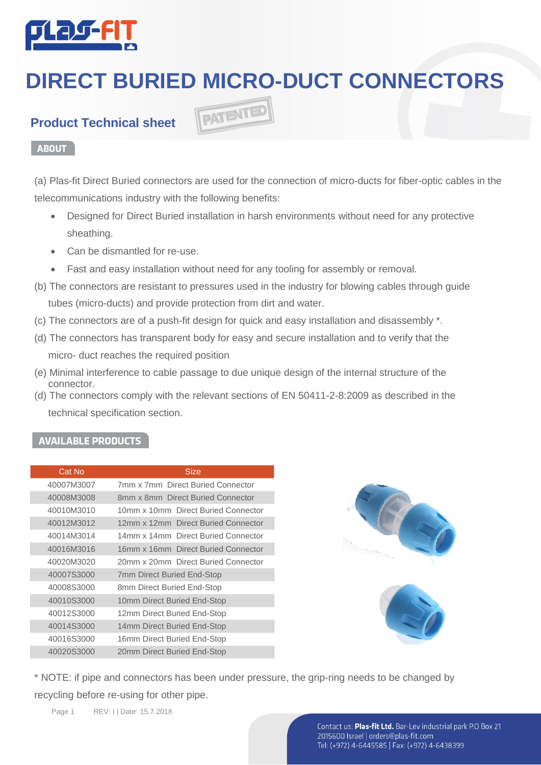# DIRECT BURIED MICRO-DUCT CONNECTORS

## Product Technical sheet

PATENTED

### ABOUT

(a) Plas-fit Direct Buried connectors are used for the connection of micro-ducts for fiber-optic cables in the telecommunications industry with the following benefits:

- Designed for Direct Buried installation in harsh environments without need for any protective sheathing.
- Can be dismantled for re-use.
- Fast and easy installation without need for any tooling for assembly or removal.

(b) The connectors are resistant to pressures used in the industry for blowing cables through guide tubes (micro-ducts) and provide protection from dirt and water.

(c) The connectors are of a push-fit design for quick and easy installation and disassembly *.

(d) The connectors has transparent body for easy and secure installation and to verify that the micro- duct reaches the required position

(e) Minimal interference to cable passage to due unique design of the internal structure of the connector.

(d) The connectors comply with the relevant sections of EN 50411-2-8:2009 as described in the technical specification section.

### AVAILABLE PRODUCTS

| Cat No | Size |
|---|---|
| 40007M3007 | 7mm x 7mm Direct Buried Connector |
| 40008M3008 | 8mm x 8mm Direct Buried Connector |
| 40010M3010 | 10mm x 10mm Direct Buried Connector |
| 40012M3012 | 12mm x 12mm Direct Buried Connector |
| 40014M3014 | 14mm x 14mm Direct Buried Connector |
| 40016M3016 | 16mm x 16mm Direct Buried Connector |
| 40020M3020 | 20mm x 20mm Direct Buried Connector |
| 40007S3000 | 7mm Direct Buried End-Stop |
| 40008S3000 | 8mm Direct Buried End-Stop |
| 40010S3000 | 10mm Direct Buried End-Stop |
| 40012S3000 | 12mm Direct Buried End-Stop |
| 40014S3000 | 14mm Direct Buried End-Stop |
| 40016S3000 | 16mm Direct Buried End-Stop |
| 40020S3000 | 20mm Direct Buried End-Stop |

* NOTE: if pipe and connectors has been under pressure, the grip-ring needs to be changed by recycling before re-using for other pipe.

REV: I | Date: 15.7.2018

Contact us: **Plas-fit Ltd.** Bar-Lev industrial park P.O Box 21 2015600 Israel | orders@plas-fit.com
Tel: (+972) 4-6445585 | Fax: (+972) 4-6438399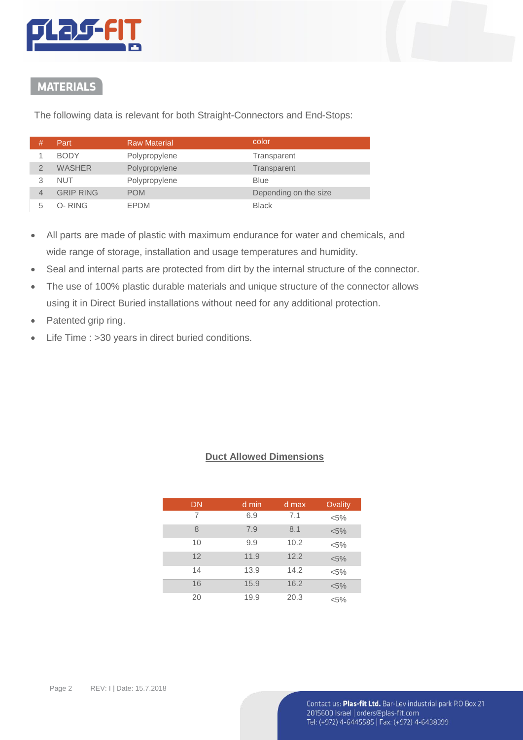## MATERIALS

The following data is relevant for both Straight-Connectors and End-Stops:

| # | Part | Raw Material | color |
|---|---|---|---|
| 1 | BODY | Polypropylene | Transparent |
| 2 | WASHER | Polypropylene | Transparent |
| 3 | NUT | Polypropylene | Blue |
| 4 | GRIP RING | POM | Depending on the size |
| 5 | O- RING | EPDM | Black |

- All parts are made of plastic with maximum endurance for water and chemicals, and wide range of storage, installation and usage temperatures and humidity.
- Seal and internal parts are protected from dirt by the internal structure of the connector.
- The use of 100% plastic durable materials and unique structure of the connector allows using it in Direct Buried installations without need for any additional protection.
- Patented grip ring.
- Life Time : >30 years in direct buried conditions.

### Duct Allowed Dimensions

| DN | d min | d max | Ovality |
|---|---|---|---|
| 7 | 6.9 | 7.1 | <5% |
| 8 | 7.9 | 8.1 | <5% |
| 10 | 9.9 | 10.2 | <5% |
| 12 | 11.9 | 12.2 | <5% |
| 14 | 13.9 | 14.2 | <5% |
| 16 | 15.9 | 16.2 | <5% |
| 20 | 19.9 | 20.3 | <5% |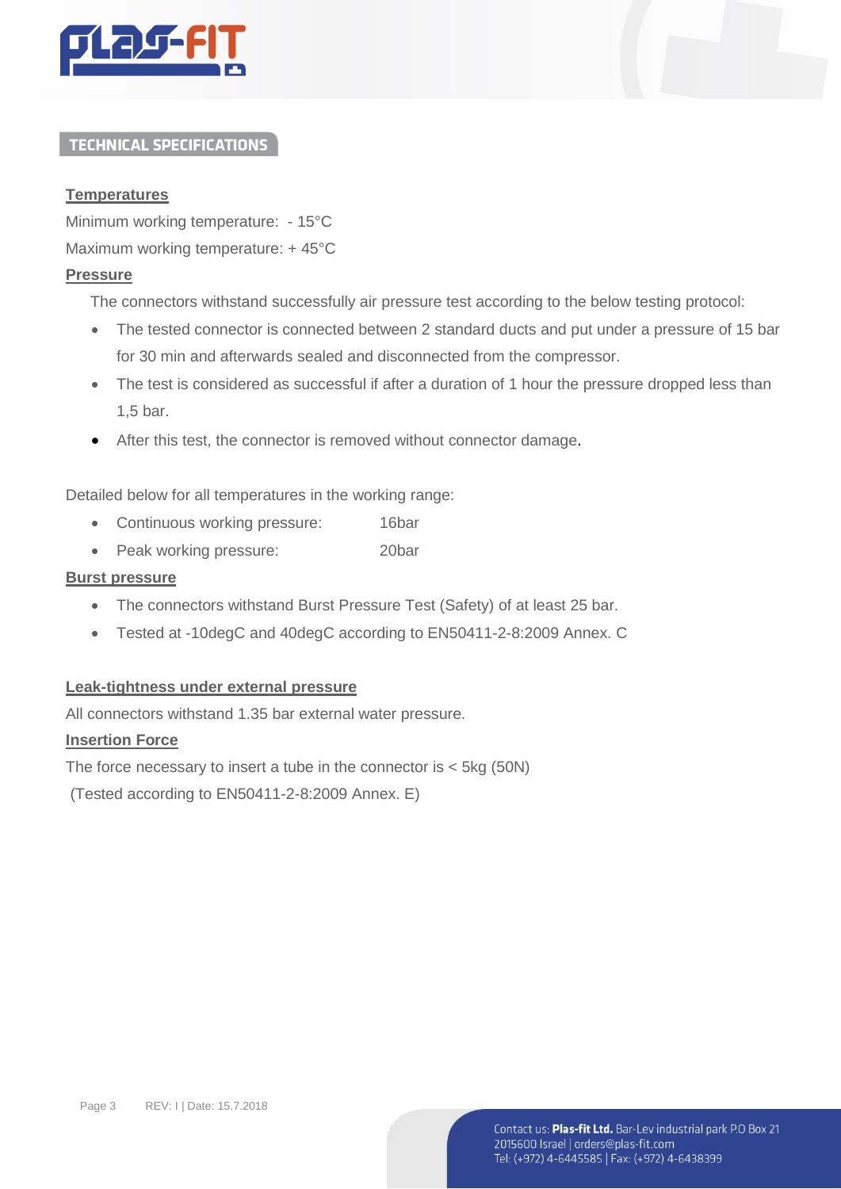## TECHNICAL SPECIFICATIONS

**Temperatures**

Minimum working temperature: - 15°C

Maximum working temperature: + 45°C

**Pressure**

The connectors withstand successfully air pressure test according to the below testing protocol:

- The tested connector is connected between 2 standard ducts and put under a pressure of 15 bar for 30 min and afterwards sealed and disconnected from the compressor.
- The test is considered as successful if after a duration of 1 hour the pressure dropped less than 1,5 bar.
- After this test, the connector is removed without connector damage.

Detailed below for all temperatures in the working range:

- Continuous working pressure: 16bar
- Peak working pressure: 20bar

**Burst pressure**

- The connectors withstand Burst Pressure Test (Safety) of at least 25 bar.
- Tested at -10degC and 40degC according to EN50411-2-8:2009 Annex. C

**Leak-tightness under external pressure**

All connectors withstand 1.35 bar external water pressure.

**Insertion Force**

The force necessary to insert a tube in the connector is < 5kg (50N)

(Tested according to EN50411-2-8:2009 Annex. E)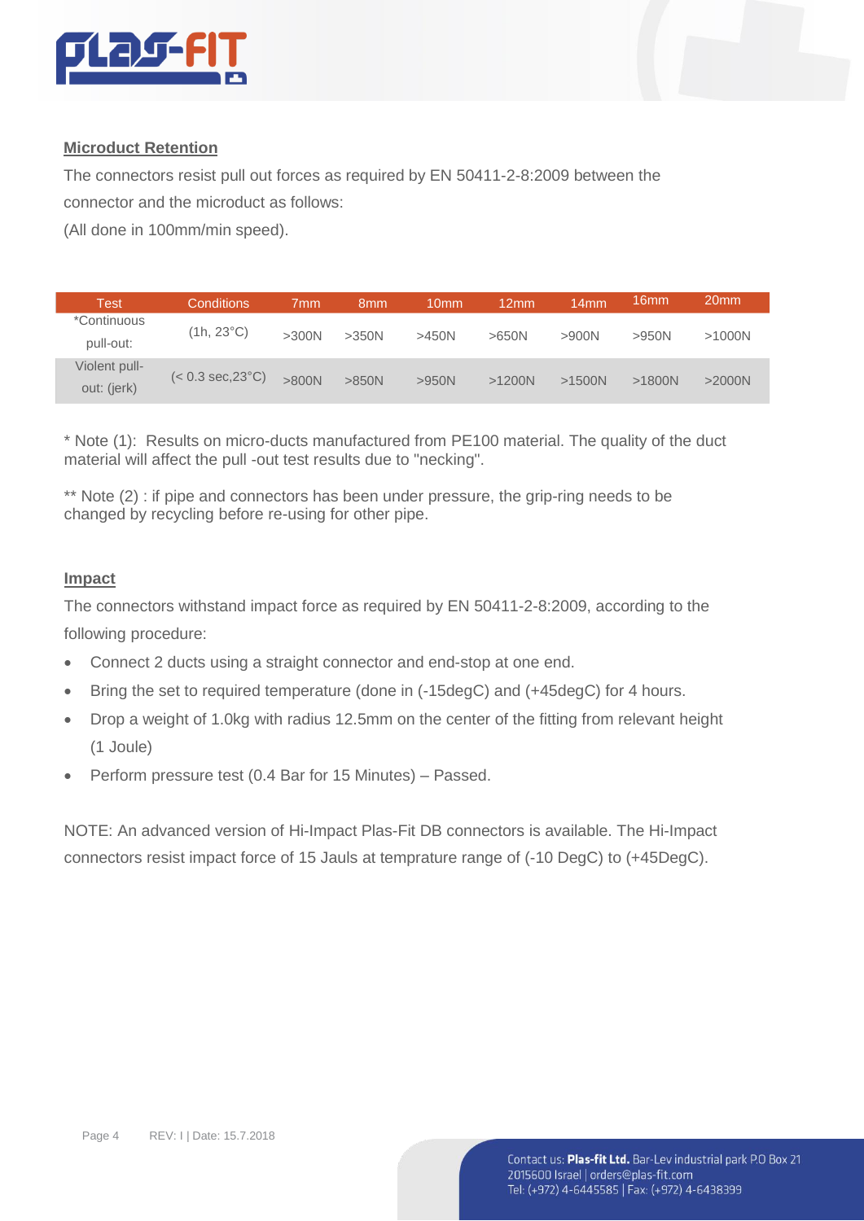## Microduct Retention

The connectors resist pull out forces as required by EN 50411-2-8:2009 between the connector and the microduct as follows:

(All done in 100mm/min speed).

| Test | Conditions | 7mm | 8mm | 10mm | 12mm | 14mm | 16mm | 20mm |
|---|---|---|---|---|---|---|---|---|
| *Continuous pull-out: | (1h, 23°C) | >300N | >350N | >450N | >650N | >900N | >950N | >1000N |
| Violent pull-out: (jerk) | (< 0.3 sec,23°C) | >800N | >850N | >950N | >1200N | >1500N | >1800N | >2000N |

* Note (1): Results on micro-ducts manufactured from PE100 material. The quality of the duct material will affect the pull -out test results due to "necking".

** Note (2) : if pipe and connectors has been under pressure, the grip-ring needs to be changed by recycling before re-using for other pipe.

## Impact

The connectors withstand impact force as required by EN 50411-2-8:2009, according to the following procedure:

- Connect 2 ducts using a straight connector and end-stop at one end.
- Bring the set to required temperature (done in (-15degC) and (+45degC) for 4 hours.
- Drop a weight of 1.0kg with radius 12.5mm on the center of the fitting from relevant height (1 Joule)
- Perform pressure test (0.4 Bar for 15 Minutes) – Passed.

NOTE: An advanced version of Hi-Impact Plas-Fit DB connectors is available. The Hi-Impact connectors resist impact force of 15 Jauls at temprature range of (-10 DegC) to (+45DegC).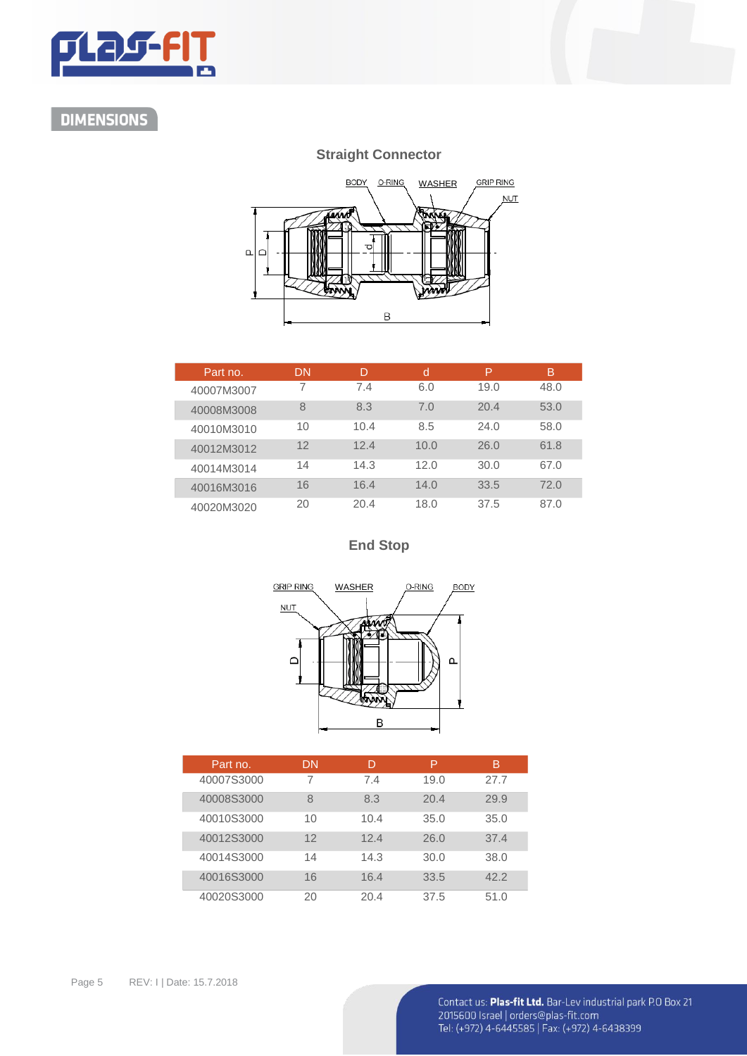## DIMENSIONS

### Straight Connector

BODY
O-RING
WASHER
GRIP RING
NUT
P
D
d
B

| Part no. | DN | D | d | P | B |
|---|---|---|---|---|---|
| 40007M3007 | 7 | 7.4 | 6.0 | 19.0 | 48.0 |
| 40008M3008 | 8 | 8.3 | 7.0 | 20.4 | 53.0 |
| 40010M3010 | 10 | 10.4 | 8.5 | 24.0 | 58.0 |
| 40012M3012 | 12 | 12.4 | 10.0 | 26.0 | 61.8 |
| 40014M3014 | 14 | 14.3 | 12.0 | 30.0 | 67.0 |
| 40016M3016 | 16 | 16.4 | 14.0 | 33.5 | 72.0 |
| 40020M3020 | 20 | 20.4 | 18.0 | 37.5 | 87.0 |

### End Stop

GRIP RING
WASHER
O-RING
BODY
NUT
D
P
B

| Part no. | DN | D | P | B |
|---|---|---|---|---|
| 40007S3000 | 7 | 7.4 | 19.0 | 27.7 |
| 40008S3000 | 8 | 8.3 | 20.4 | 29.9 |
| 40010S3000 | 10 | 10.4 | 35.0 | 35.0 |
| 40012S3000 | 12 | 12.4 | 26.0 | 37.4 |
| 40014S3000 | 14 | 14.3 | 30.0 | 38.0 |
| 40016S3000 | 16 | 16.4 | 33.5 | 42.2 |
| 40020S3000 | 20 | 20.4 | 37.5 | 51.0 |

REV: I | Date: 15.7.2018

Contact us: **Plas-fit Ltd.** Bar-Lev industrial park P.O Box 21
2015600 Israel | orders@plas-fit.com
Tel: (+972) 4-6445585 | Fax: (+972) 4-6438399